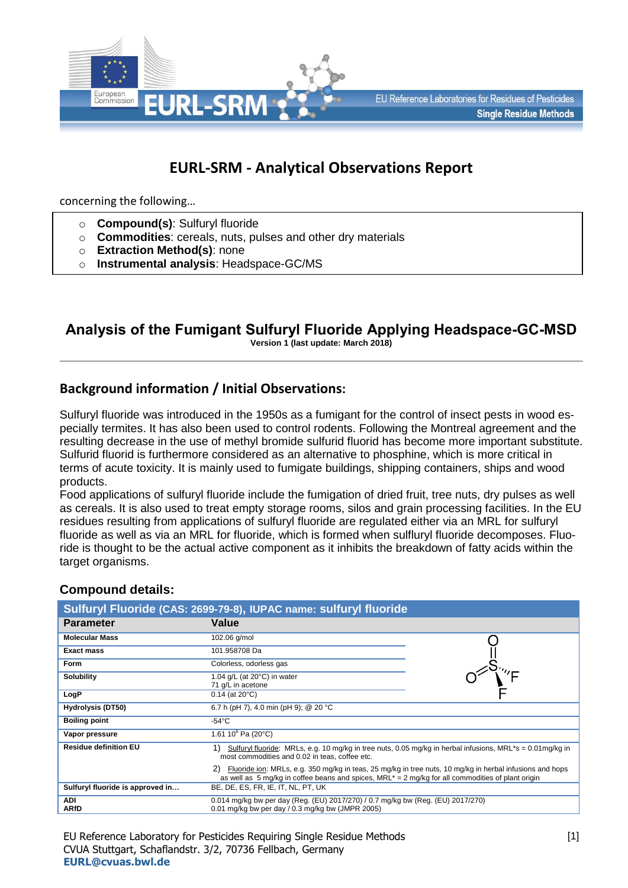# EURL-SRM - Analytical Observations Report

concerning the following…

- **Compound(s)**: Sulfuryl fluoride
- **Commodities**: cereals, nuts, pulses and other dry materials
- **Extraction Method(s)**: none
- **Instrumental analysis**: Headspace-GC/MS

## Analysis of the Fumigant Sulfuryl Fluoride Applying Headspace-GC-MSD

**Version 1 (last update: March 2018)**

## Background information / Initial Observations:

Sulfuryl fluoride was introduced in the 1950s as a fumigant for the control of insect pests in wood especially termites. It has also been used to control rodents. Following the Montreal agreement and the resulting decrease in the use of methyl bromide sulfurid fluorid has become more important substitute. Sulfurid fluorid is furthermore considered as an alternative to phosphine, which is more critical in terms of acute toxicity. It is mainly used to fumigate buildings, shipping containers, ships and wood products.

Food applications of sulfuryl fluoride include the fumigation of dried fruit, tree nuts, dry pulses as well as cereals. It is also used to treat empty storage rooms, silos and grain processing facilities. In the EU residues resulting from applications of sulfuryl fluoride are regulated either via an MRL for sulfuryl fluoride as well as via an MRL for fluoride, which is formed when sulfuryl fluoride decomposes. Fluoride is thought to be the actual active component as it inhibits the breakdown of fatty acids within the target organisms.

### Compound details:

**Sulfuryl Fluoride (CAS: 2699-79-8), IUPAC name: sulfuryl fluoride**

| Parameter | Value |
|---|---|
| Molecular Mass | 102.06 g/mol |
| Exact mass | 101.958708 Da |
| Form | Colorless, odorless gas |
| Solubility | 1.04 g/L (at 20°C) in water<br>71 g/L in acetone |
| LogP | 0.14 (at 20°C) |
| Hydrolysis (DT50) | 6.7 h (pH 7), 4.0 min (pH 9); @ 20 °C |
| Boiling point | -54°C |
| Vapor pressure | 1.61 $10^6$ Pa (20°C) |
| Residue definition EU | 1) Sulfuryl fluoride: MRLs, e.g. 10 mg/kg in tree nuts, 0.05 mg/kg in herbal infusions, MRL*s = 0.01mg/kg in most commodities and 0.02 in teas, coffee etc.<br>2) Fluoride ion: MRLs, e.g. 350 mg/kg in teas, 25 mg/kg in tree nuts, 10 mg/kg in herbal infusions and hops as well as 5 mg/kg in coffee beans and spices, MRL* = 2 mg/kg for all commodities of plant origin |
| Sulfuryl fluoride is approved in… | BE, DE, ES, FR, IE, IT, NL, PT, UK |
| ADI<br>ARfD | 0.014 mg/kg bw per day (Reg. (EU) 2017/270) / 0.7 mg/kg bw (Reg. (EU) 2017/270)<br>0.01 mg/kg bw per day / 0.3 mg/kg bw (JMPR 2005) |

EU Reference Laboratory for Pesticides Requiring Single Residue Methods
CVUA Stuttgart, Schaflandstr. 3/2, 70736 Fellbach, Germany
**EURL@cvuas.bwl.de**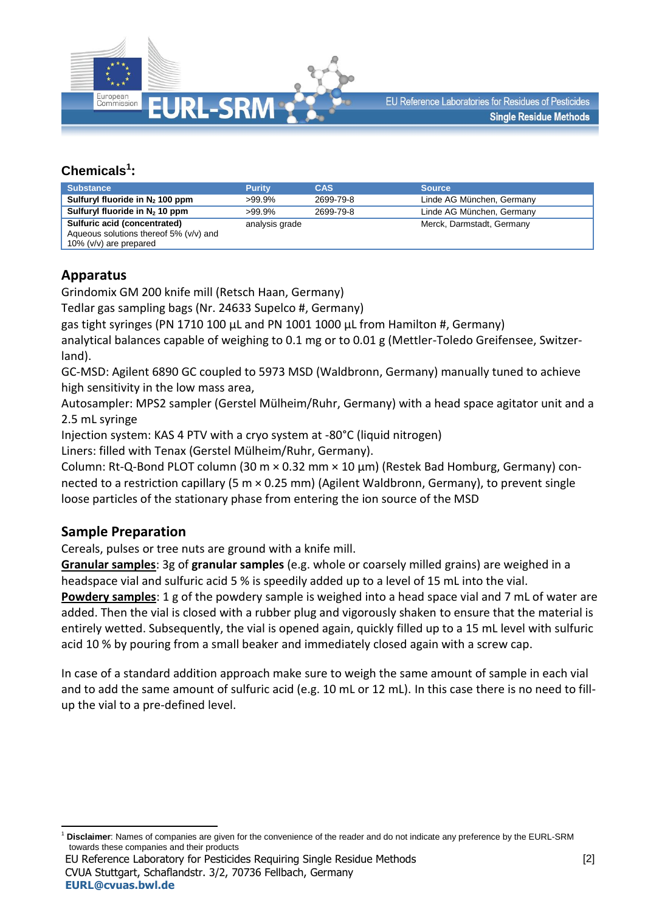## Chemicals[1]:

| Substance | Purity | CAS | Source |
|---|---|---|---|
| **Sulfuryl fluoride in $N_2$ 100 ppm** | >99.9% | 2699-79-8 | Linde AG München, Germany |
| **Sulfuryl fluoride in $N_2$ 10 ppm** | >99.9% | 2699-79-8 | Linde AG München, Germany |
| **Sulfuric acid (concentrated)** Aqueous solutions thereof 5% (v/v) and 10% (v/v) are prepared | analysis grade | | Merck, Darmstadt, Germany |

## Apparatus

Grindomix GM 200 knife mill (Retsch Haan, Germany)
Tedlar gas sampling bags (Nr. 24633 Supelco #, Germany)
gas tight syringes (PN 1710 100 µL and PN 1001 1000 µL from Hamilton #, Germany)
analytical balances capable of weighing to 0.1 mg or to 0.01 g (Mettler-Toledo Greifensee, Switzerland).
GC-MSD: Agilent 6890 GC coupled to 5973 MSD (Waldbronn, Germany) manually tuned to achieve high sensitivity in the low mass area,
Autosampler: MPS2 sampler (Gerstel Mülheim/Ruhr, Germany) with a head space agitator unit and a 2.5 mL syringe
Injection system: KAS 4 PTV with a cryo system at -80°C (liquid nitrogen)
Liners: filled with Tenax (Gerstel Mülheim/Ruhr, Germany).
Column: Rt-Q-Bond PLOT column (30 m × 0.32 mm × 10 µm) (Restek Bad Homburg, Germany) connected to a restriction capillary (5 m × 0.25 mm) (Agilent Waldbronn, Germany), to prevent single loose particles of the stationary phase from entering the ion source of the MSD

## Sample Preparation

Cereals, pulses or tree nuts are ground with a knife mill.
**Granular samples**: 3g of **granular samples** (e.g. whole or coarsely milled grains) are weighed in a headspace vial and sulfuric acid 5 % is speedily added up to a level of 15 mL into the vial.
**Powdery samples**: 1 g of the powdery sample is weighed into a head space vial and 7 mL of water are added. Then the vial is closed with a rubber plug and vigorously shaken to ensure that the material is entirely wetted. Subsequently, the vial is opened again, quickly filled up to a 15 mL level with sulfuric acid 10 % by pouring from a small beaker and immediately closed again with a screw cap.

In case of a standard addition approach make sure to weigh the same amount of sample in each vial and to add the same amount of sulfuric acid (e.g. 10 mL or 12 mL). In this case there is no need to fill-up the vial to a pre-defined level.

[1] **Disclaimer**: Names of companies are given for the convenience of the reader and do not indicate any preference by the EURL-SRM towards these companies and their products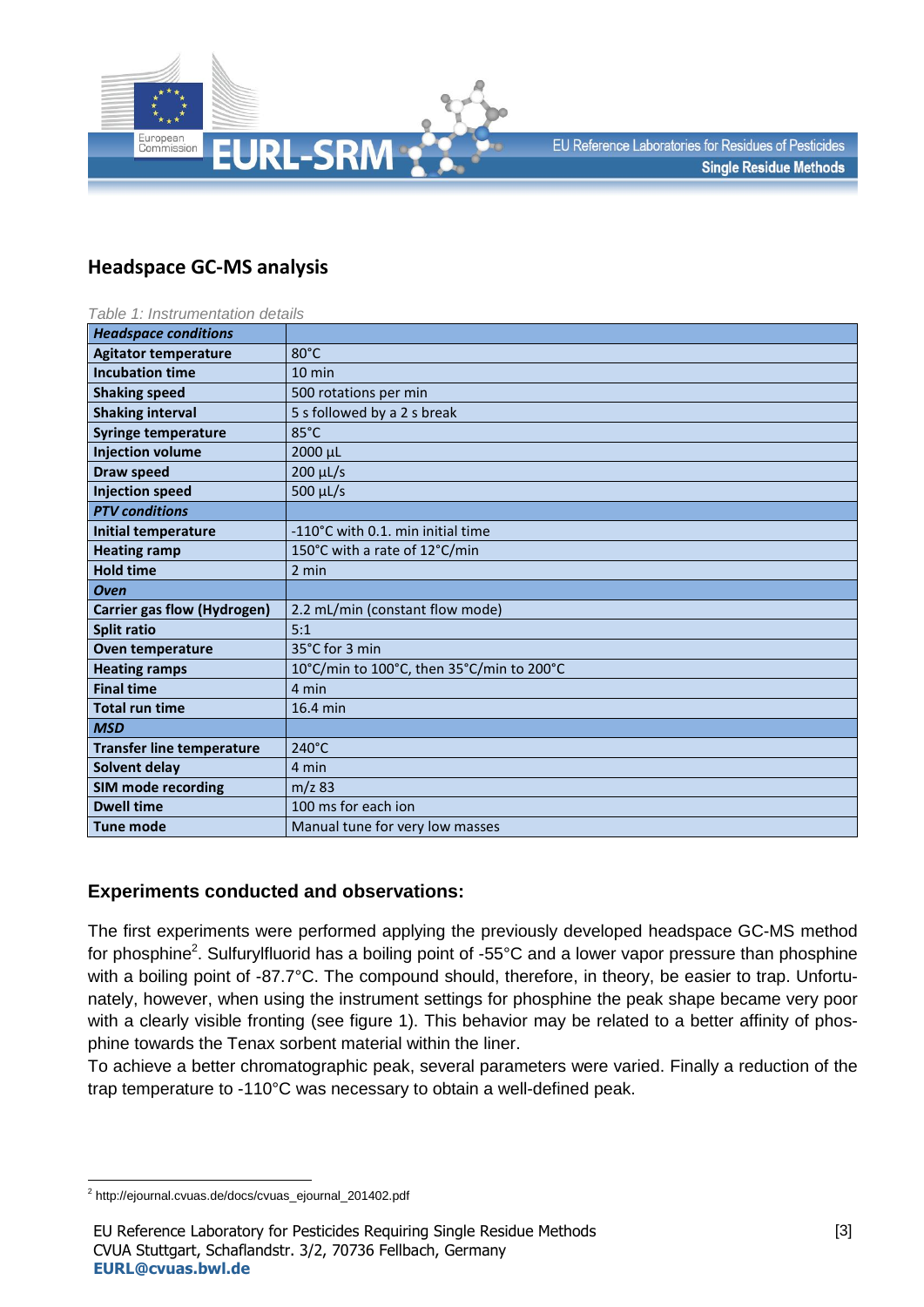## Headspace GC-MS analysis

*Table 1: Instrumentation details*

| ***Headspace conditions*** | |
|---|---|
| **Agitator temperature** | 80°C |
| **Incubation time** | 10 min |
| **Shaking speed** | 500 rotations per min |
| **Shaking interval** | 5 s followed by a 2 s break |
| **Syringe temperature** | 85°C |
| **Injection volume** | 2000 µL |
| **Draw speed** | 200 µL/s |
| **Injection speed** | 500 µL/s |
| ***PTV conditions*** | |
| **Initial temperature** | -110°C with 0.1. min initial time |
| **Heating ramp** | 150°C with a rate of 12°C/min |
| **Hold time** | 2 min |
| ***Oven*** | |
| **Carrier gas flow (Hydrogen)** | 2.2 mL/min (constant flow mode) |
| **Split ratio** | 5:1 |
| **Oven temperature** | 35°C for 3 min |
| **Heating ramps** | 10°C/min to 100°C, then 35°C/min to 200°C |
| **Final time** | 4 min |
| **Total run time** | 16.4 min |
| ***MSD*** | |
| **Transfer line temperature** | 240°C |
| **Solvent delay** | 4 min |
| **SIM mode recording** | m/z 83 |
| **Dwell time** | 100 ms for each ion |
| **Tune mode** | Manual tune for very low masses |

### Experiments conducted and observations:

The first experiments were performed applying the previously developed headspace GC-MS method for phosphine[2]. Sulfurylfluorid has a boiling point of -55°C and a lower vapor pressure than phosphine with a boiling point of -87.7°C. The compound should, therefore, in theory, be easier to trap. Unfortunately, however, when using the instrument settings for phosphine the peak shape became very poor with a clearly visible fronting (see figure 1). This behavior may be related to a better affinity of phosphine towards the Tenax sorbent material within the liner.

To achieve a better chromatographic peak, several parameters were varied. Finally a reduction of the trap temperature to -110°C was necessary to obtain a well-defined peak.

---

[2] http://ejournal.cvuas.de/docs/cvuas_ejournal_201402.pdf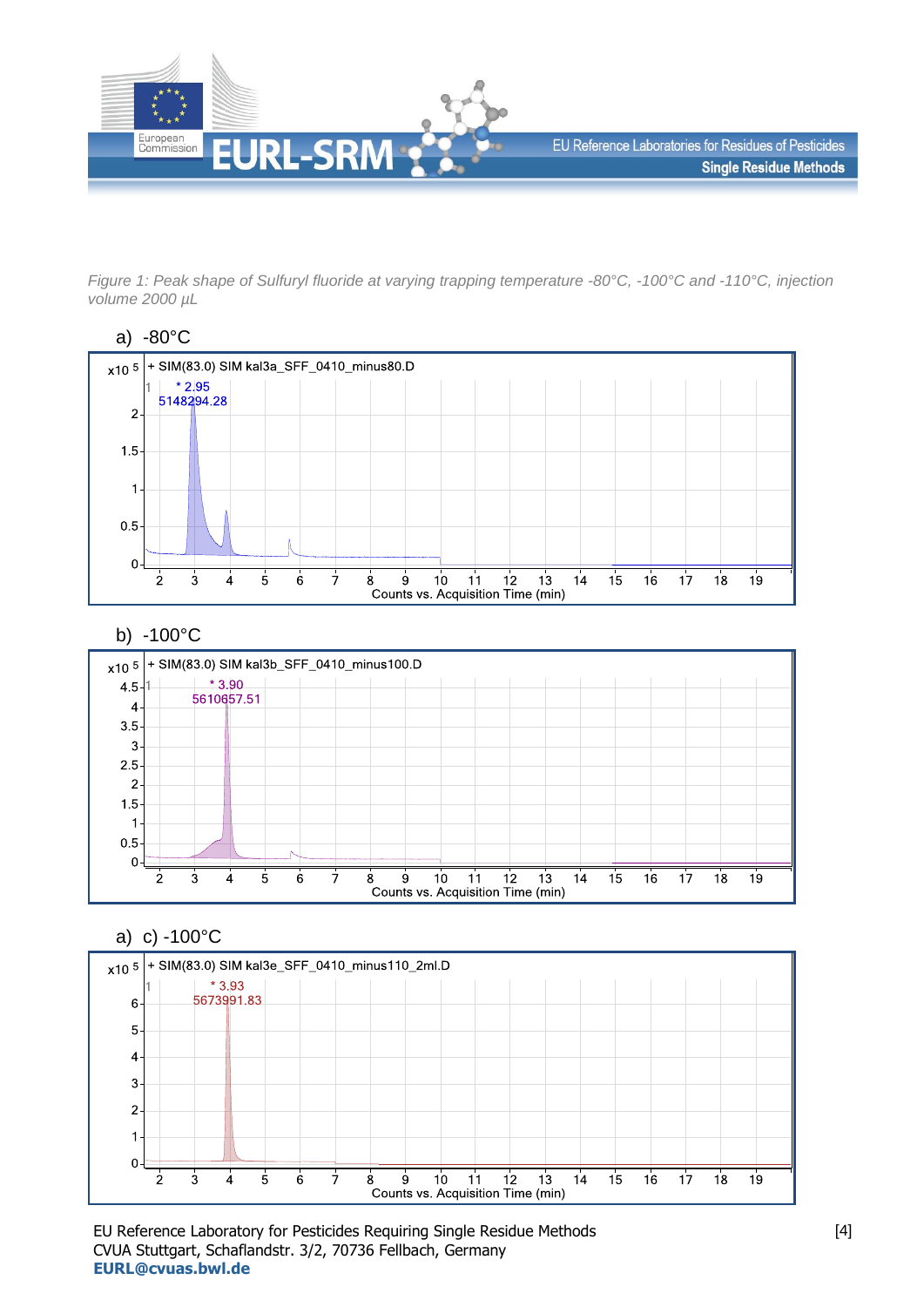*Figure 1: Peak shape of Sulfuryl fluoride at varying trapping temperature -80°C, -100°C and -110°C, injection volume 2000 µL*

a) -80°C

+ SIM(83.0) SIM kal3a_SFF_0410_minus80.D

* 2.95
5148294.28

Counts vs. Acquisition Time (min)

b) -100°C

+ SIM(83.0) SIM kal3b_SFF_0410_minus100.D

* 3.90
5610657.51

Counts vs. Acquisition Time (min)

a) c) -100°C

+ SIM(83.0) SIM kal3e_SFF_0410_minus110_2ml.D

* 3.93
5673991.83

Counts vs. Acquisition Time (min)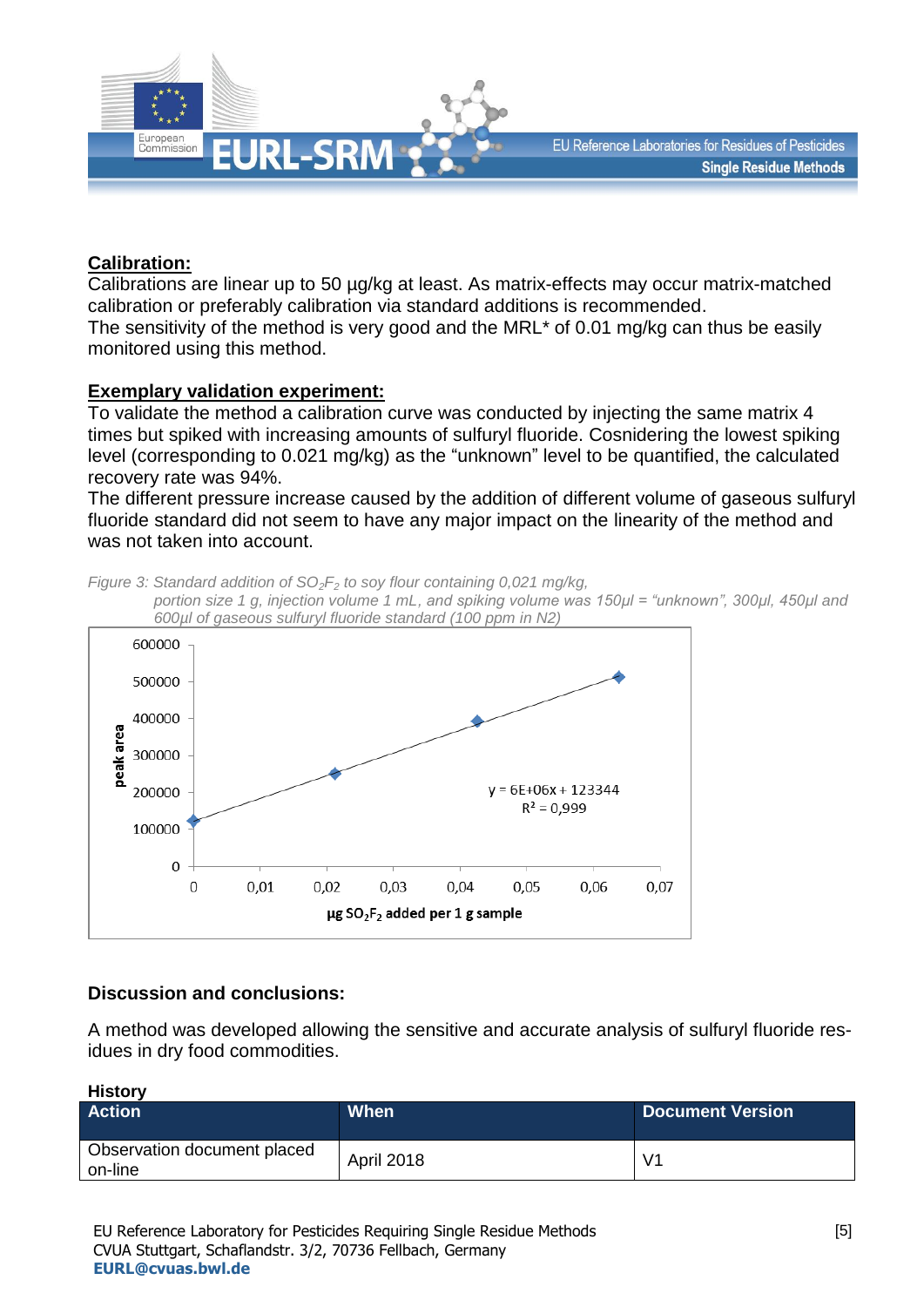## Calibration:

Calibrations are linear up to 50 µg/kg at least. As matrix-effects may occur matrix-matched calibration or preferably calibration via standard additions is recommended.
The sensitivity of the method is very good and the MRL* of 0.01 mg/kg can thus be easily monitored using this method.

## Exemplary validation experiment:

To validate the method a calibration curve was conducted by injecting the same matrix 4 times but spiked with increasing amounts of sulfuryl fluoride. Cosnidering the lowest spiking level (corresponding to 0.021 mg/kg) as the "unknown" level to be quantified, the calculated recovery rate was 94%.
The different pressure increase caused by the addition of different volume of gaseous sulfuryl fluoride standard did not seem to have any major impact on the linearity of the method and was not taken into account.

*Figure 3: Standard addition of $SO_2F_2$ to soy flour containing 0,021 mg/kg, portion size 1 g, injection volume 1 mL, and spiking volume was 150µl = "unknown", 300µl, 450µl and 600µl of gaseous sulfuryl fluoride standard (100 ppm in N2)*

peak area
600000
500000
400000
300000
200000
100000
0
0
0,01
0,02
0,03
0,04
0,05
0,06
0,07
µg $SO_2F_2$ added per 1 g sample
y = 6E+06x + 123344
$R^2$ = 0,999

## Discussion and conclusions:

A method was developed allowing the sensitive and accurate analysis of sulfuryl fluoride residues in dry food commodities.

**History**

| Action | When | Document Version |
|---|---|---|
| Observation document placed on-line | April 2018 | V1 |